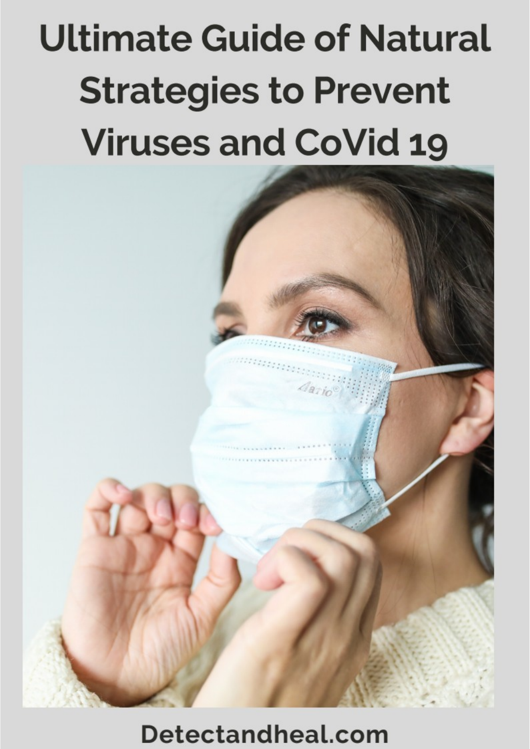# Ultimate Guide of Natural Strategies to Prevent Viruses and CoVid 19

Detectandheal.com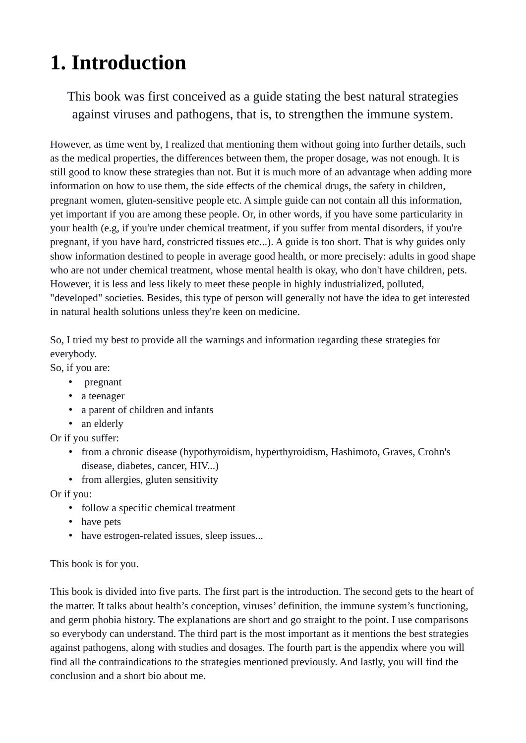# 1. Introduction

This book was first conceived as a guide stating the best natural strategies against viruses and pathogens, that is, to strengthen the immune system.

However, as time went by, I realized that mentioning them without going into further details, such as the medical properties, the differences between them, the proper dosage, was not enough. It is still good to know these strategies than not. But it is much more of an advantage when adding more information on how to use them, the side effects of the chemical drugs, the safety in children, pregnant women, gluten-sensitive people etc. A simple guide can not contain all this information, yet important if you are among these people. Or, in other words, if you have some particularity in your health (e.g, if you're under chemical treatment, if you suffer from mental disorders, if you're pregnant, if you have hard, constricted tissues etc...). A guide is too short. That is why guides only show information destined to people in average good health, or more precisely: adults in good shape who are not under chemical treatment, whose mental health is okay, who don't have children, pets. However, it is less and less likely to meet these people in highly industrialized, polluted, "developed" societies. Besides, this type of person will generally not have the idea to get interested in natural health solutions unless they're keen on medicine.

So, I tried my best to provide all the warnings and information regarding these strategies for everybody.
So, if you are:

- pregnant
- a teenager
- a parent of children and infants
- an elderly

Or if you suffer:

- from a chronic disease (hypothyroidism, hyperthyroidism, Hashimoto, Graves, Crohn's disease, diabetes, cancer, HIV...)
- from allergies, gluten sensitivity

Or if you:

- follow a specific chemical treatment
- have pets
- have estrogen-related issues, sleep issues...

This book is for you.

This book is divided into five parts. The first part is the introduction. The second gets to the heart of the matter. It talks about health's conception, viruses' definition, the immune system's functioning, and germ phobia history. The explanations are short and go straight to the point. I use comparisons so everybody can understand. The third part is the most important as it mentions the best strategies against pathogens, along with studies and dosages. The fourth part is the appendix where you will find all the contraindications to the strategies mentioned previously. And lastly, you will find the conclusion and a short bio about me.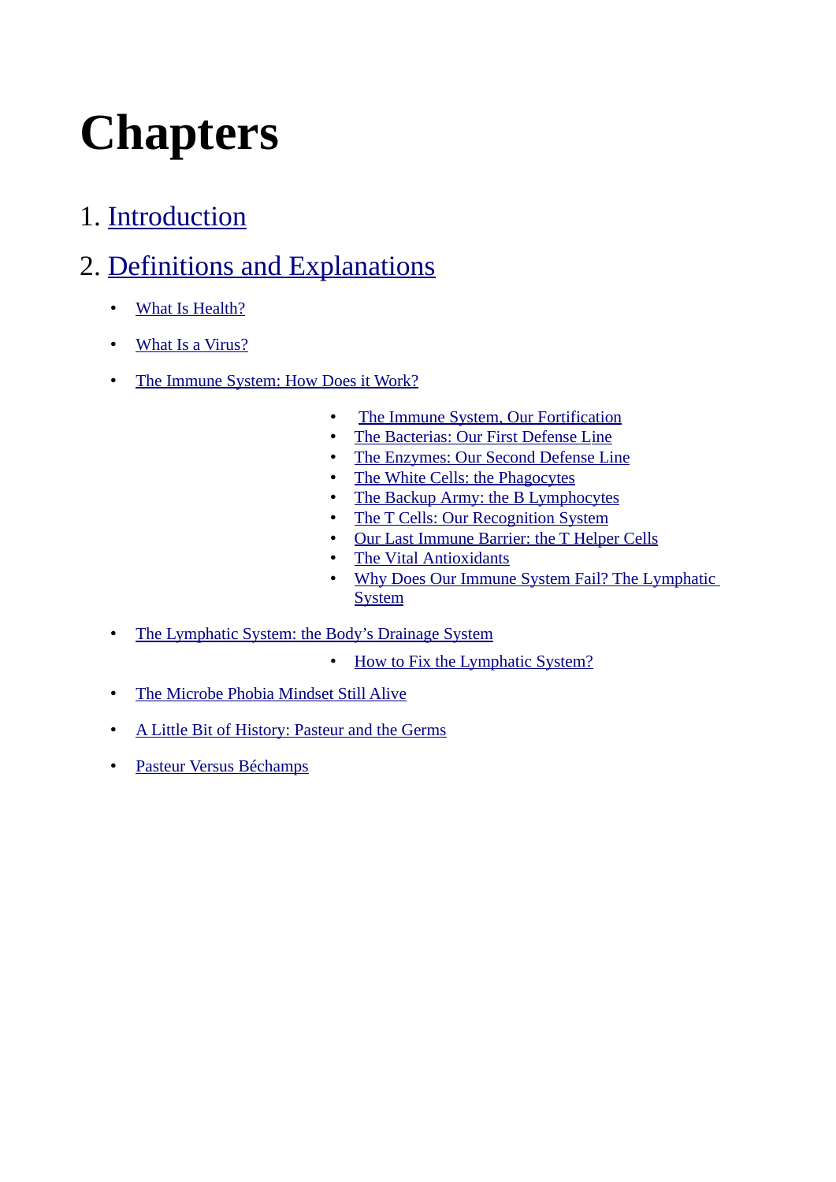# Chapters

1. Introduction

2. Definitions and Explanations

- What Is Health?
- What Is a Virus?
- The Immune System: How Does it Work?
    - The Immune System, Our Fortification
    - The Bacterias: Our First Defense Line
    - The Enzymes: Our Second Defense Line
    - The White Cells: the Phagocytes
    - The Backup Army: the B Lymphocytes
    - The T Cells: Our Recognition System
    - Our Last Immune Barrier: the T Helper Cells
    - The Vital Antioxidants
    - Why Does Our Immune System Fail? The Lymphatic System
- The Lymphatic System: the Body's Drainage System
    - How to Fix the Lymphatic System?
- The Microbe Phobia Mindset Still Alive
- A Little Bit of History: Pasteur and the Germs
- Pasteur Versus Béchamps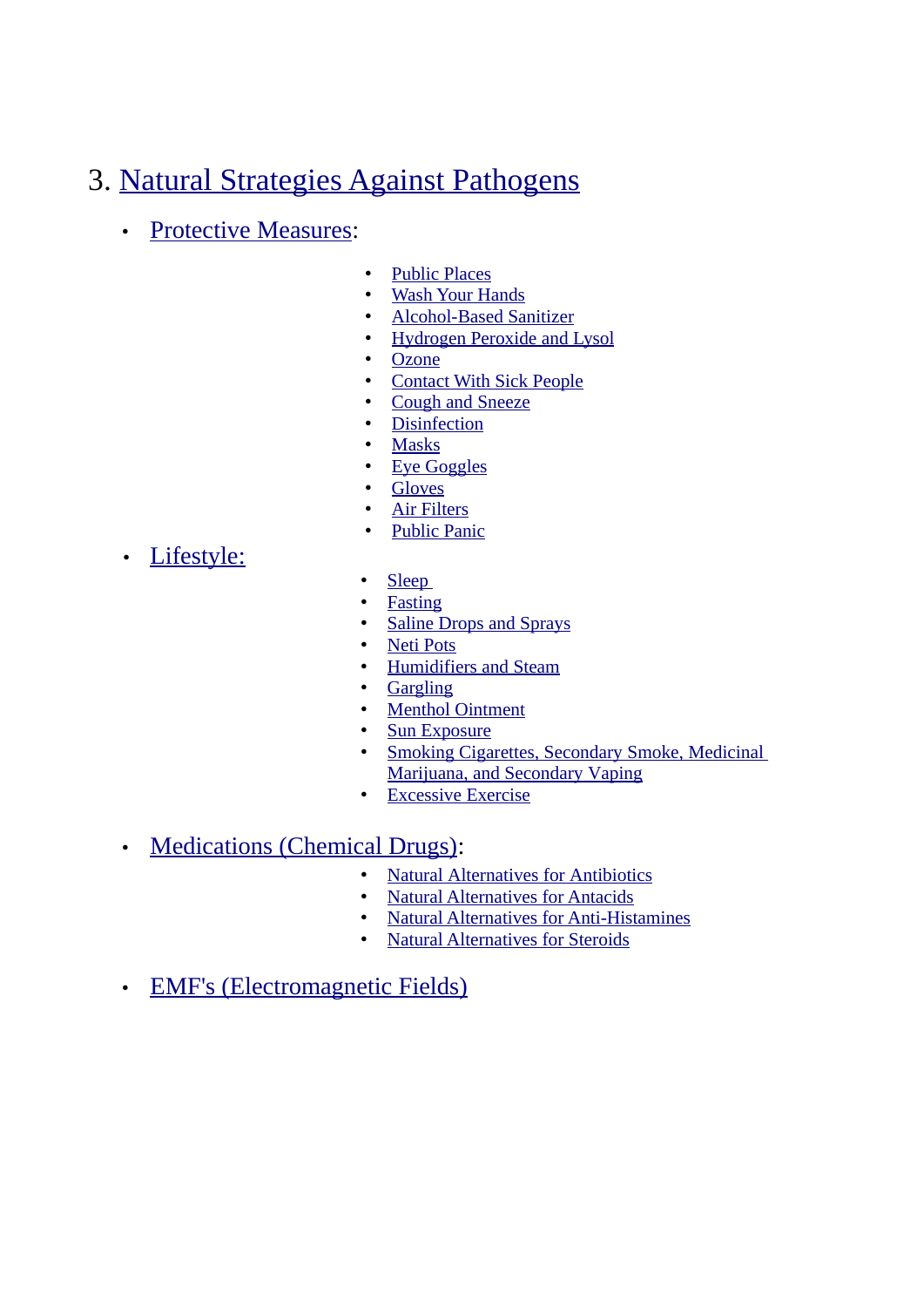## 3. Natural Strategies Against Pathogens

- Protective Measures:
  - Public Places
  - Wash Your Hands
  - Alcohol-Based Sanitizer
  - Hydrogen Peroxide and Lysol
  - Ozone
  - Contact With Sick People
  - Cough and Sneeze
  - Disinfection
  - Masks
  - Eye Goggles
  - Gloves
  - Air Filters
  - Public Panic
- Lifestyle:
  - Sleep
  - Fasting
  - Saline Drops and Sprays
  - Neti Pots
  - Humidifiers and Steam
  - Gargling
  - Menthol Ointment
  - Sun Exposure
  - Smoking Cigarettes, Secondary Smoke, Medicinal Marijuana, and Secondary Vaping
  - Excessive Exercise
- Medications (Chemical Drugs):
  - Natural Alternatives for Antibiotics
  - Natural Alternatives for Antacids
  - Natural Alternatives for Anti-Histamines
  - Natural Alternatives for Steroids
- EMF's (Electromagnetic Fields)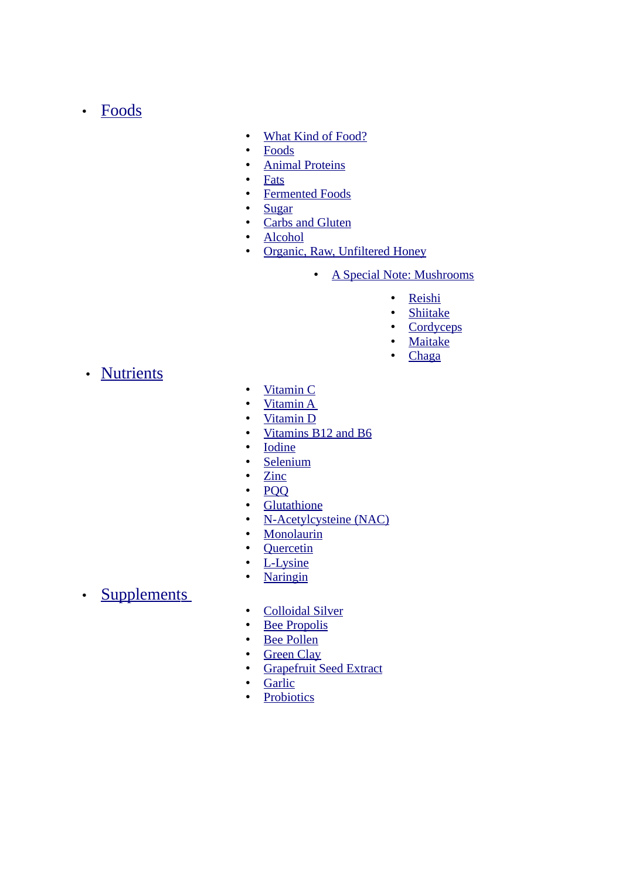- Foods
    - What Kind of Food?
    - Foods
    - Animal Proteins
    - Fats
    - Fermented Foods
    - Sugar
    - Carbs and Gluten
    - Alcohol
    - Organic, Raw, Unfiltered Honey
        - A Special Note: Mushrooms
            - Reishi
            - Shiitake
            - Cordyceps
            - Maitake
            - Chaga
- Nutrients
    - Vitamin C
    - Vitamin A
    - Vitamin D
    - Vitamins B12 and B6
    - Iodine
    - Selenium
    - Zinc
    - PQQ
    - Glutathione
    - N-Acetylcysteine (NAC)
    - Monolaurin
    - Quercetin
    - L-Lysine
    - Naringin
- Supplements
    - Colloidal Silver
    - Bee Propolis
    - Bee Pollen
    - Green Clay
    - Grapefruit Seed Extract
    - Garlic
    - Probiotics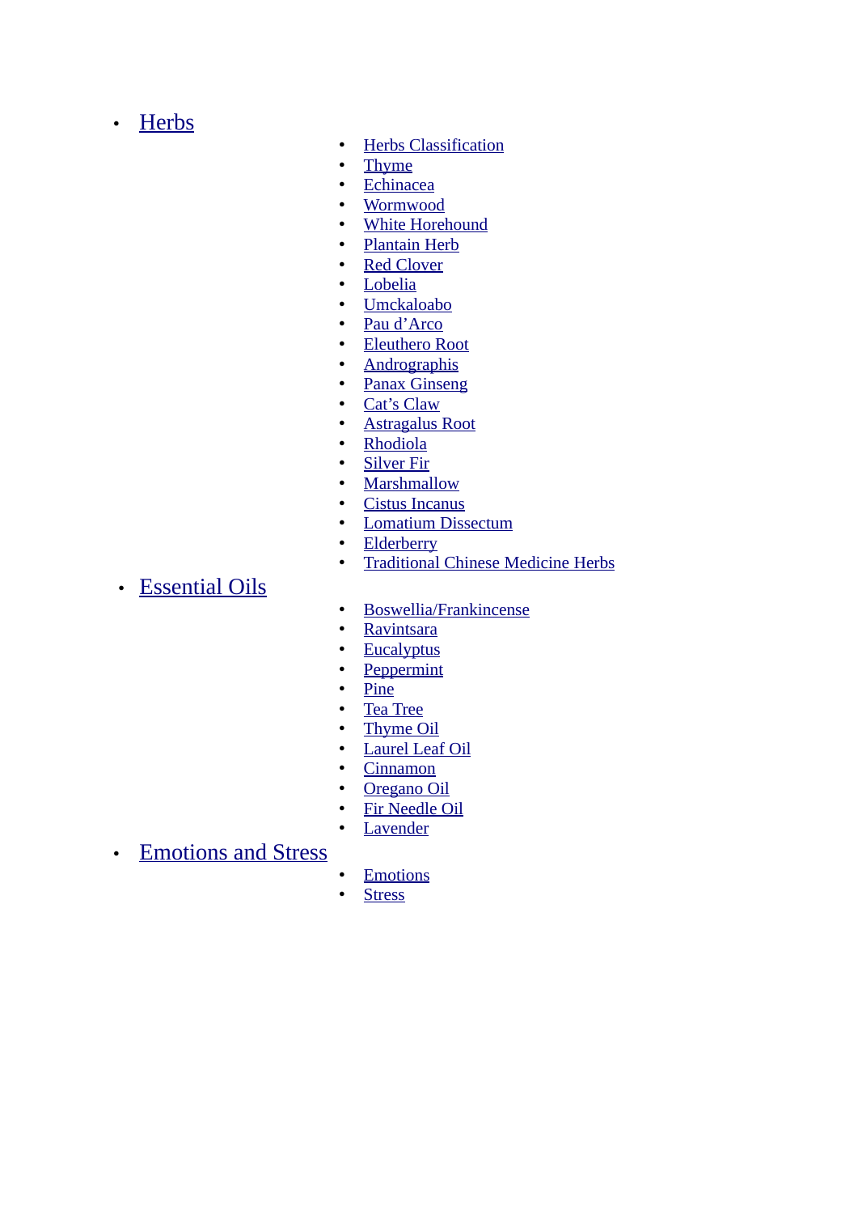- Herbs
  - Herbs Classification
  - Thyme
  - Echinacea
  - Wormwood
  - White Horehound
  - Plantain Herb
  - Red Clover
  - Lobelia
  - Umckaloabo
  - Pau d'Arco
  - Eleuthero Root
  - Andrographis
  - Panax Ginseng
  - Cat's Claw
  - Astragalus Root
  - Rhodiola
  - Silver Fir
  - Marshmallow
  - Cistus Incanus
  - Lomatium Dissectum
  - Elderberry
  - Traditional Chinese Medicine Herbs
- Essential Oils
  - Boswellia/Frankincense
  - Ravintsara
  - Eucalyptus
  - Peppermint
  - Pine
  - Tea Tree
  - Thyme Oil
  - Laurel Leaf Oil
  - Cinnamon
  - Oregano Oil
  - Fir Needle Oil
  - Lavender
- Emotions and Stress
  - Emotions
  - Stress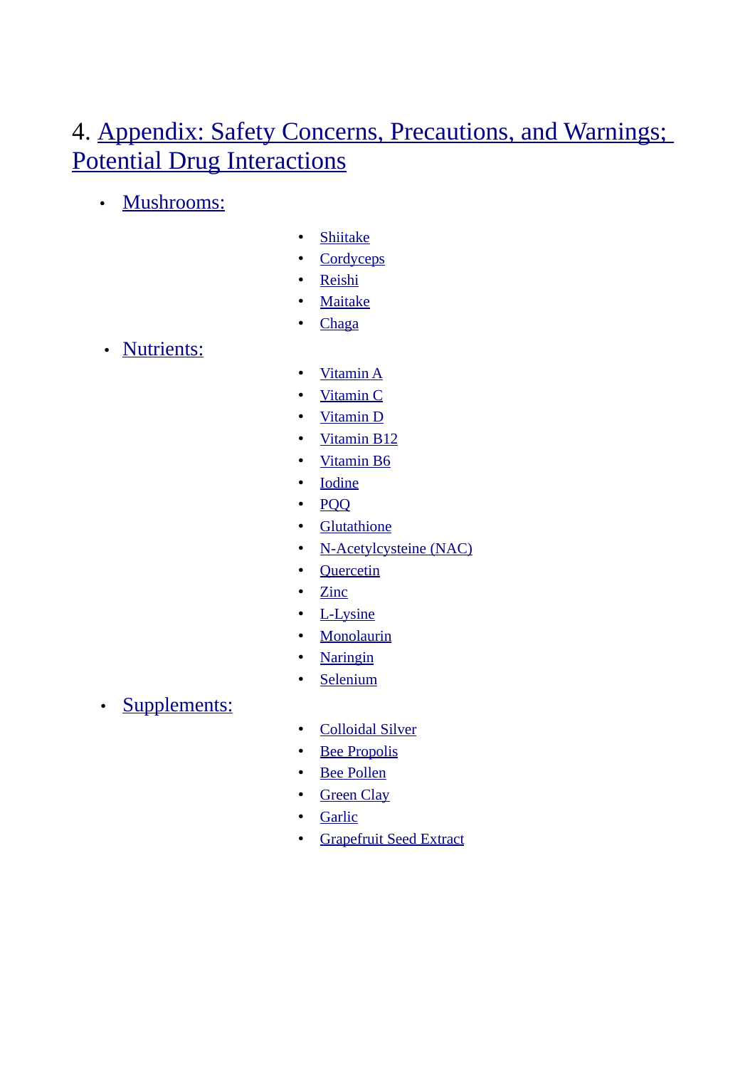# 4. Appendix: Safety Concerns, Precautions, and Warnings; Potential Drug Interactions

- Mushrooms:
    - Shiitake
    - Cordyceps
    - Reishi
    - Maitake
    - Chaga
- Nutrients:
    - Vitamin A
    - Vitamin C
    - Vitamin D
    - Vitamin B12
    - Vitamin B6
    - Iodine
    - PQQ
    - Glutathione
    - N-Acetylcysteine (NAC)
    - Quercetin
    - Zinc
    - L-Lysine
    - Monolaurin
    - Naringin
    - Selenium
- Supplements:
    - Colloidal Silver
    - Bee Propolis
    - Bee Pollen
    - Green Clay
    - Garlic
    - Grapefruit Seed Extract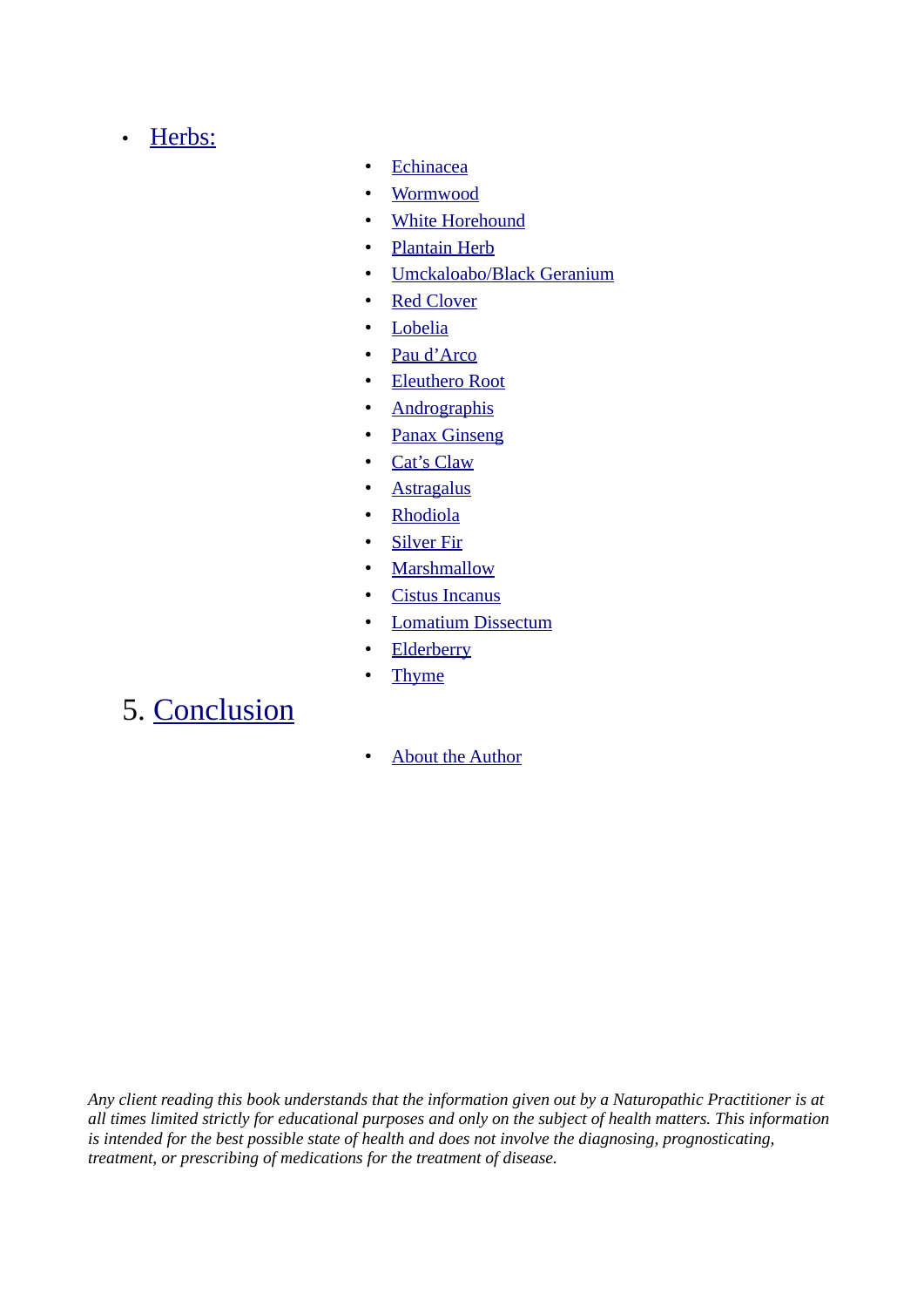- Herbs:
  - Echinacea
  - Wormwood
  - White Horehound
  - Plantain Herb
  - Umckaloabo/Black Geranium
  - Red Clover
  - Lobelia
  - Pau d'Arco
  - Eleuthero Root
  - Andrographis
  - Panax Ginseng
  - Cat's Claw
  - Astragalus
  - Rhodiola
  - Silver Fir
  - Marshmallow
  - Cistus Incanus
  - Lomatium Dissectum
  - Elderberry
  - Thyme

5. Conclusion

  - About the Author

*Any client reading this book understands that the information given out by a Naturopathic Practitioner is at all times limited strictly for educational purposes and only on the subject of health matters. This information is intended for the best possible state of health and does not involve the diagnosing, prognosticating, treatment, or prescribing of medications for the treatment of disease.*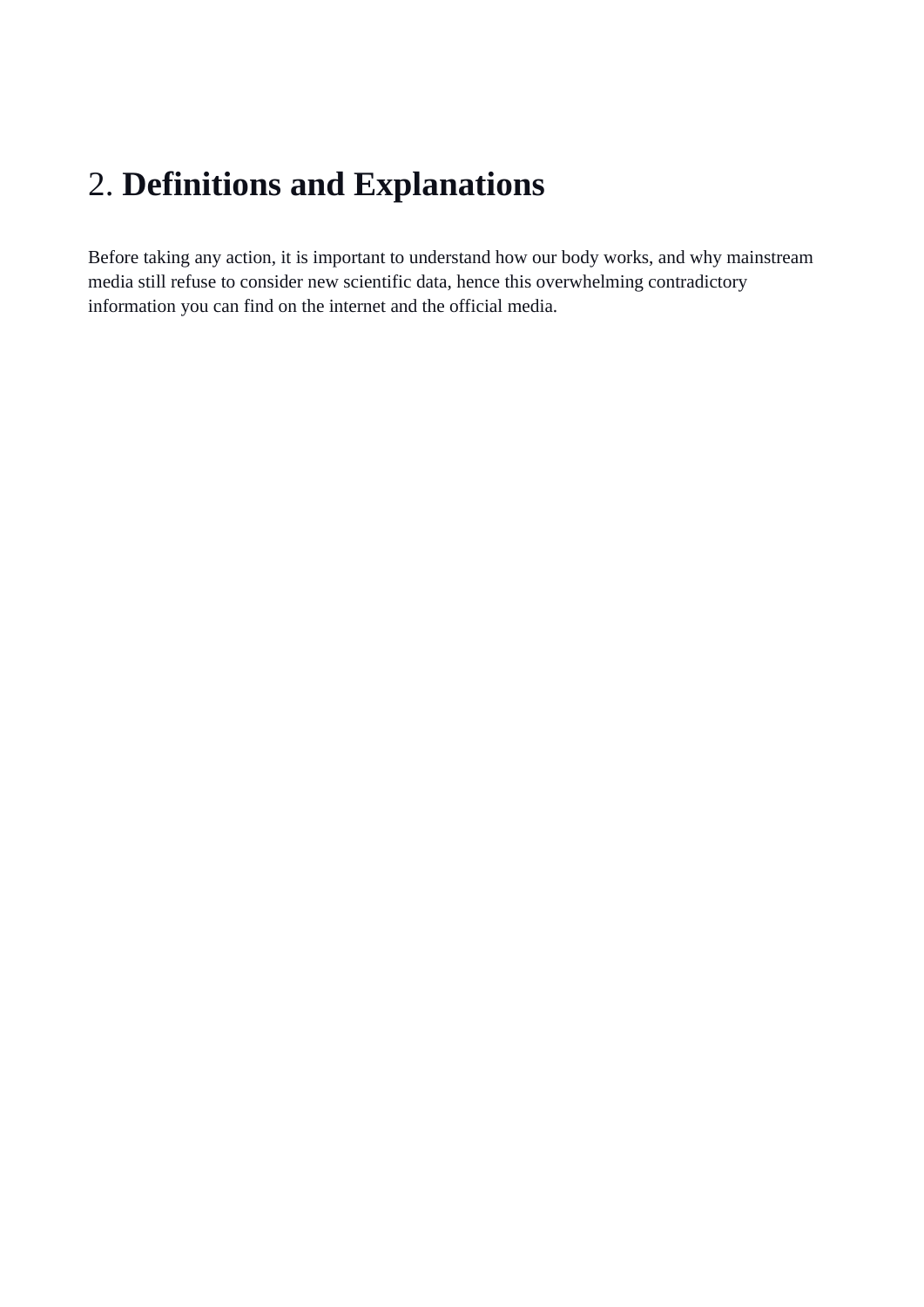## 2. **Definitions and Explanations**

Before taking any action, it is important to understand how our body works, and why mainstream media still refuse to consider new scientific data, hence this overwhelming contradictory information you can find on the internet and the official media.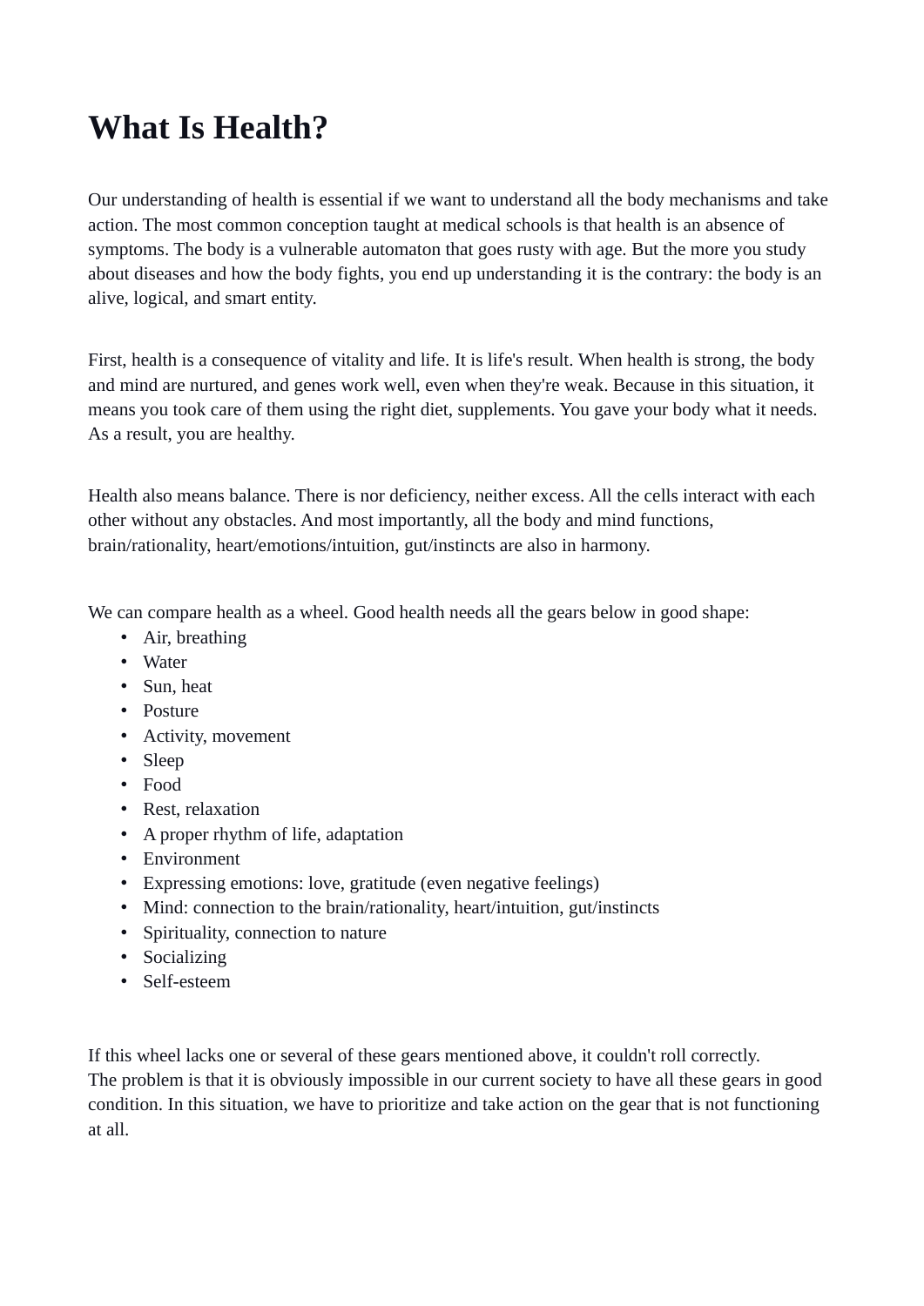# What Is Health?

Our understanding of health is essential if we want to understand all the body mechanisms and take action. The most common conception taught at medical schools is that health is an absence of symptoms. The body is a vulnerable automaton that goes rusty with age. But the more you study about diseases and how the body fights, you end up understanding it is the contrary: the body is an alive, logical, and smart entity.

First, health is a consequence of vitality and life. It is life's result. When health is strong, the body and mind are nurtured, and genes work well, even when they're weak. Because in this situation, it means you took care of them using the right diet, supplements. You gave your body what it needs. As a result, you are healthy.

Health also means balance. There is nor deficiency, neither excess. All the cells interact with each other without any obstacles. And most importantly, all the body and mind functions, brain/rationality, heart/emotions/intuition, gut/instincts are also in harmony.

We can compare health as a wheel. Good health needs all the gears below in good shape:

- Air, breathing
- Water
- Sun, heat
- Posture
- Activity, movement
- Sleep
- Food
- Rest, relaxation
- A proper rhythm of life, adaptation
- Environment
- Expressing emotions: love, gratitude (even negative feelings)
- Mind: connection to the brain/rationality, heart/intuition, gut/instincts
- Spirituality, connection to nature
- Socializing
- Self-esteem

If this wheel lacks one or several of these gears mentioned above, it couldn't roll correctly.
The problem is that it is obviously impossible in our current society to have all these gears in good condition. In this situation, we have to prioritize and take action on the gear that is not functioning at all.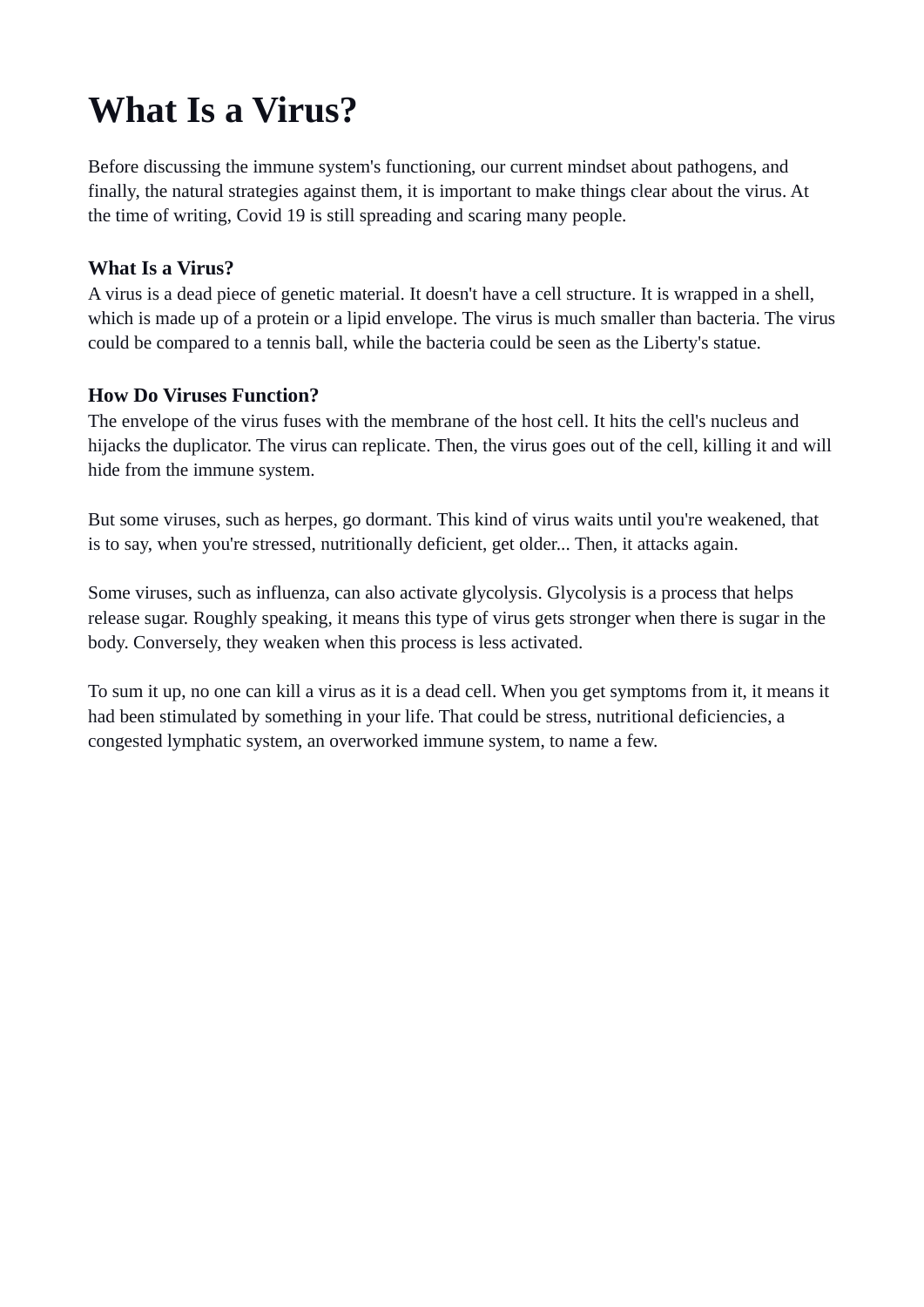# What Is a Virus?

Before discussing the immune system's functioning, our current mindset about pathogens, and finally, the natural strategies against them, it is important to make things clear about the virus. At the time of writing, Covid 19 is still spreading and scaring many people.

### What Is a Virus?

A virus is a dead piece of genetic material. It doesn't have a cell structure. It is wrapped in a shell, which is made up of a protein or a lipid envelope. The virus is much smaller than bacteria. The virus could be compared to a tennis ball, while the bacteria could be seen as the Liberty's statue.

### How Do Viruses Function?

The envelope of the virus fuses with the membrane of the host cell. It hits the cell's nucleus and hijacks the duplicator. The virus can replicate. Then, the virus goes out of the cell, killing it and will hide from the immune system.

But some viruses, such as herpes, go dormant. This kind of virus waits until you're weakened, that is to say, when you're stressed, nutritionally deficient, get older... Then, it attacks again.

Some viruses, such as influenza, can also activate glycolysis. Glycolysis is a process that helps release sugar. Roughly speaking, it means this type of virus gets stronger when there is sugar in the body. Conversely, they weaken when this process is less activated.

To sum it up, no one can kill a virus as it is a dead cell. When you get symptoms from it, it means it had been stimulated by something in your life. That could be stress, nutritional deficiencies, a congested lymphatic system, an overworked immune system, to name a few.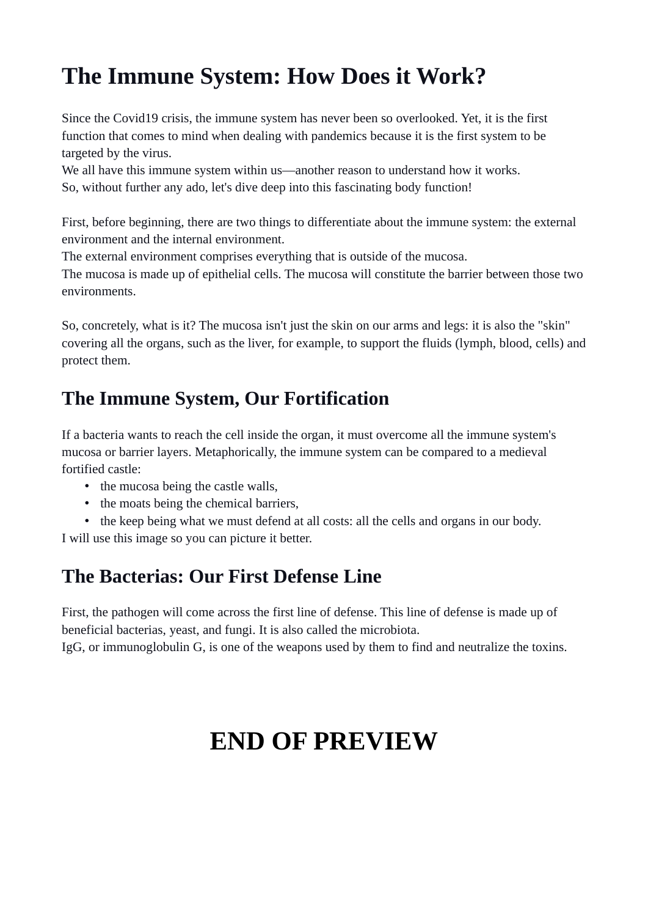# The Immune System: How Does it Work?

Since the Covid19 crisis, the immune system has never been so overlooked. Yet, it is the first function that comes to mind when dealing with pandemics because it is the first system to be targeted by the virus.
We all have this immune system within us—another reason to understand how it works.
So, without further any ado, let's dive deep into this fascinating body function!

First, before beginning, there are two things to differentiate about the immune system: the external environment and the internal environment.
The external environment comprises everything that is outside of the mucosa.
The mucosa is made up of epithelial cells. The mucosa will constitute the barrier between those two environments.

So, concretely, what is it? The mucosa isn't just the skin on our arms and legs: it is also the "skin" covering all the organs, such as the liver, for example, to support the fluids (lymph, blood, cells) and protect them.

## The Immune System, Our Fortification

If a bacteria wants to reach the cell inside the organ, it must overcome all the immune system's mucosa or barrier layers. Metaphorically, the immune system can be compared to a medieval fortified castle:

- the mucosa being the castle walls,
- the moats being the chemical barriers,
- the keep being what we must defend at all costs: all the cells and organs in our body.

I will use this image so you can picture it better.

## The Bacterias: Our First Defense Line

First, the pathogen will come across the first line of defense. This line of defense is made up of beneficial bacterias, yeast, and fungi. It is also called the microbiota.
IgG, or immunoglobulin G, is one of the weapons used by them to find and neutralize the toxins.

# END OF PREVIEW